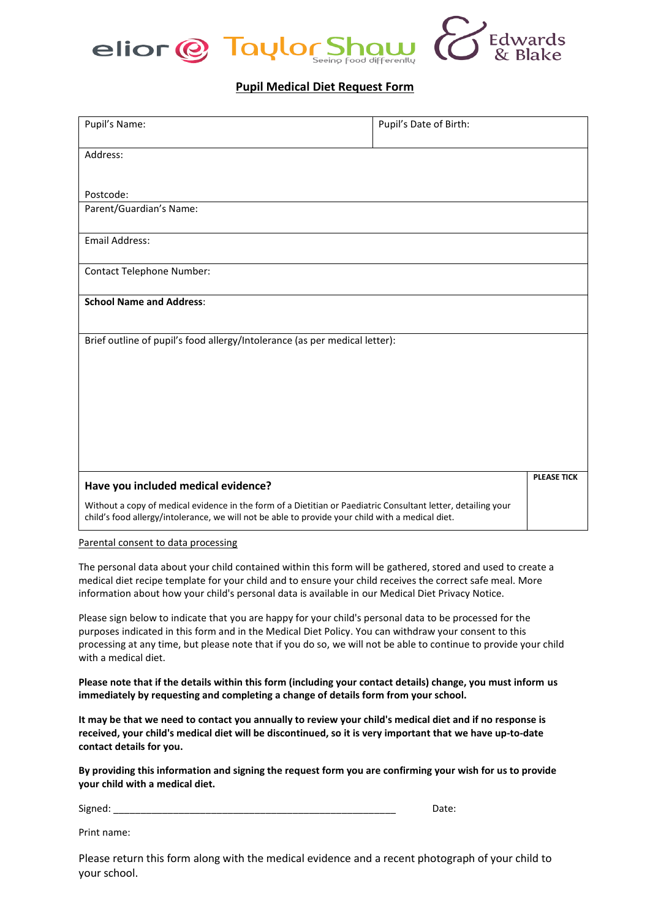elior Taylor Shaw *Seeing food differently* Edwards & Blake

## Pupil Medical Diet Request Form

| Pupil's Name: | Pupil's Date of Birth: |
|---|---|
| Address:<br><br>Postcode: | |
| Parent/Guardian's Name: | |
| Email Address: | |
| Contact Telephone Number: | |
| **School Name and Address**: | |
| Brief outline of pupil's food allergy/Intolerance (as per medical letter): | |

| **Have you included medical evidence?**<br><br>Without a copy of medical evidence in the form of a Dietitian or Paediatric Consultant letter, detailing your child's food allergy/intolerance, we will not be able to provide your child with a medical diet. | **PLEASE TICK** |
|---|---|

Parental consent to data processing

The personal data about your child contained within this form will be gathered, stored and used to create a medical diet recipe template for your child and to ensure your child receives the correct safe meal. More information about how your child's personal data is available in our Medical Diet Privacy Notice.

Please sign below to indicate that you are happy for your child's personal data to be processed for the purposes indicated in this form and in the Medical Diet Policy. You can withdraw your consent to this processing at any time, but please note that if you do so, we will not be able to continue to provide your child with a medical diet.

**Please note that if the details within this form (including your contact details) change, you must inform us immediately by requesting and completing a change of details form from your school.**

**It may be that we need to contact you annually to review your child's medical diet and if no response is received, your child's medical diet will be discontinued, so it is very important that we have up-to-date contact details for you.**

**By providing this information and signing the request form you are confirming your wish for us to provide your child with a medical diet.**

Signed: ____________________________________________________ Date:

Print name:

Please return this form along with the medical evidence and a recent photograph of your child to your school.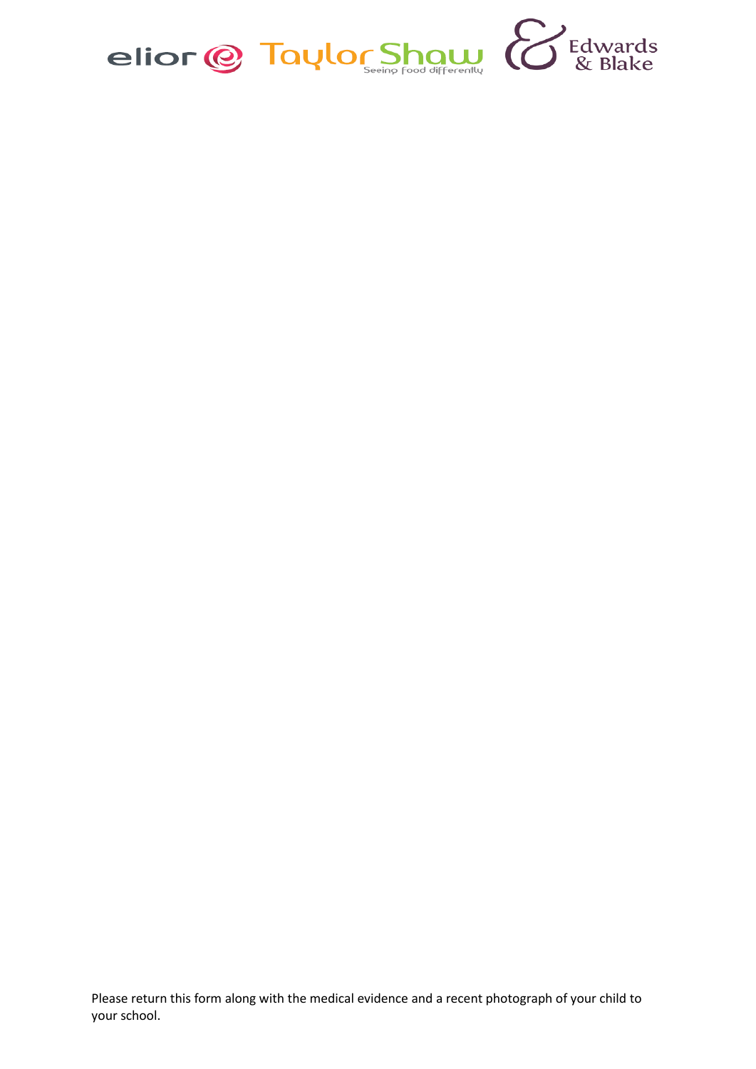Please return this form along with the medical evidence and a recent photograph of your child to your school.